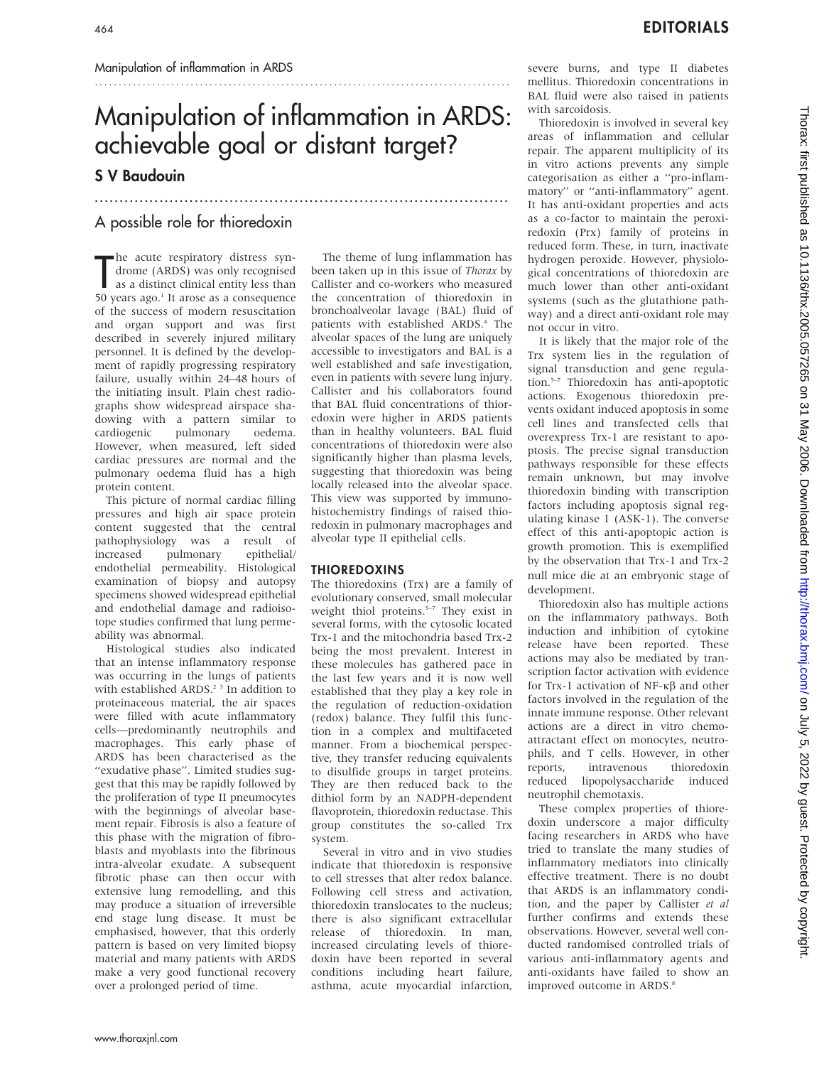Manipulation of inflammation in ARDS

# Manipulation of inflammation in ARDS: achievable goal or distant target?

## S V Baudouin

### A possible role for thioredoxin

The acute respiratory distress syndrome (ARDS) was only recognised as a distinct clinical entity less than 50 years ago.[1] It arose as a consequence of the success of modern resuscitation and organ support and was first described in severely injured military personnel. It is defined by the development of rapidly progressing respiratory failure, usually within 24–48 hours of the initiating insult. Plain chest radiographs show widespread airspace shadowing with a pattern similar to cardiogenic pulmonary oedema. However, when measured, left sided cardiac pressures are normal and the pulmonary oedema fluid has a high protein content.

This picture of normal cardiac filling pressures and high air space protein content suggested that the central pathophysiology was a result of increased pulmonary epithelial/endothelial permeability. Histological examination of biopsy and autopsy specimens showed widespread epithelial and endothelial damage and radioisotope studies confirmed that lung permeability was abnormal.

Histological studies also indicated that an intense inflammatory response was occurring in the lungs of patients with established ARDS.[2,3] In addition to proteinaceous material, the air spaces were filled with acute inflammatory cells—predominantly neutrophils and macrophages. This early phase of ARDS has been characterised as the "exudative phase". Limited studies suggest that this may be rapidly followed by the proliferation of type II pneumocytes with the beginnings of alveolar basement repair. Fibrosis is also a feature of this phase with the migration of fibroblasts and myoblasts into the fibrinous intra-alveolar exudate. A subsequent fibrotic phase can then occur with extensive lung remodelling, and this may produce a situation of irreversible end stage lung disease. It must be emphasised, however, that this orderly pattern is based on very limited biopsy material and many patients with ARDS make a very good functional recovery over a prolonged period of time.

The theme of lung inflammation has been taken up in this issue of *Thorax* by Callister and co-workers who measured the concentration of thioredoxin in bronchoalveolar lavage (BAL) fluid of patients with established ARDS.[4] The alveolar spaces of the lung are uniquely accessible to investigators and BAL is a well established and safe investigation, even in patients with severe lung injury. Callister and his collaborators found that BAL fluid concentrations of thioredoxin were higher in ARDS patients than in healthy volunteers. BAL fluid concentrations of thioredoxin were also significantly higher than plasma levels, suggesting that thioredoxin was being locally released into the alveolar space. This view was supported by immunohistochemistry findings of raised thioredoxin in pulmonary macrophages and alveolar type II epithelial cells.

### THIOREDOXINS

The thioredoxins (Trx) are a family of evolutionary conserved, small molecular weight thiol proteins.[5–7] They exist in several forms, with the cytosolic located Trx-1 and the mitochondria based Trx-2 being the most prevalent. Interest in these molecules has gathered pace in the last few years and it is now well established that they play a key role in the regulation of reduction-oxidation (redox) balance. They fulfil this function in a complex and multifaceted manner. From a biochemical perspective, they transfer reducing equivalents to disulfide groups in target proteins. They are then reduced back to the dithiol form by an NADPH-dependent flavoprotein, thioredoxin reductase. This group constitutes the so-called Trx system.

Several in vitro and in vivo studies indicate that thioredoxin is responsive to cell stresses that alter redox balance. Following cell stress and activation, thioredoxin translocates to the nucleus; there is also significant extracellular release of thioredoxin. In man, increased circulating levels of thioredoxin have been reported in several conditions including heart failure, asthma, acute myocardial infarction, severe burns, and type II diabetes mellitus. Thioredoxin concentrations in BAL fluid were also raised in patients with sarcoidosis.

Thioredoxin is involved in several key areas of inflammation and cellular repair. The apparent multiplicity of its in vitro actions prevents any simple categorisation as either a "pro-inflammatory" or "anti-inflammatory" agent. It has anti-oxidant properties and acts as a co-factor to maintain the peroxiredoxin (Prx) family of proteins in reduced form. These, in turn, inactivate hydrogen peroxide. However, physiological concentrations of thioredoxin are much lower than other anti-oxidant systems (such as the glutathione pathway) and a direct anti-oxidant role may not occur in vitro.

It is likely that the major role of the Trx system lies in the regulation of signal transduction and gene regulation.[5–7] Thioredoxin has anti-apoptotic actions. Exogenous thioredoxin prevents oxidant induced apoptosis in some cell lines and transfected cells that overexpress Trx-1 are resistant to apoptosis. The precise signal transduction pathways responsible for these effects remain unknown, but may involve thioredoxin binding with transcription factors including apoptosis signal regulating kinase 1 (ASK-1). The converse effect of this anti-apoptopic action is growth promotion. This is exemplified by the observation that Trx-1 and Trx-2 null mice die at an embryonic stage of development.

Thioredoxin also has multiple actions on the inflammatory pathways. Both induction and inhibition of cytokine release have been reported. These actions may also be mediated by transcription factor activation with evidence for Trx-1 activation of NF-κβ and other factors involved in the regulation of the innate immune response. Other relevant actions are a direct in vitro chemoattractant effect on monocytes, neutrophils, and T cells. However, in other reports, intravenous thioredoxin reduced lipopolysaccharide induced neutrophil chemotaxis.

These complex properties of thioredoxin underscore a major difficulty facing researchers in ARDS who have tried to translate the many studies of inflammatory mediators into clinically effective treatment. There is no doubt that ARDS is an inflammatory condition, and the paper by Callister *et al* further confirms and extends these observations. However, several well conducted randomised controlled trials of various anti-inflammatory agents and anti-oxidants have failed to show an improved outcome in ARDS.[8]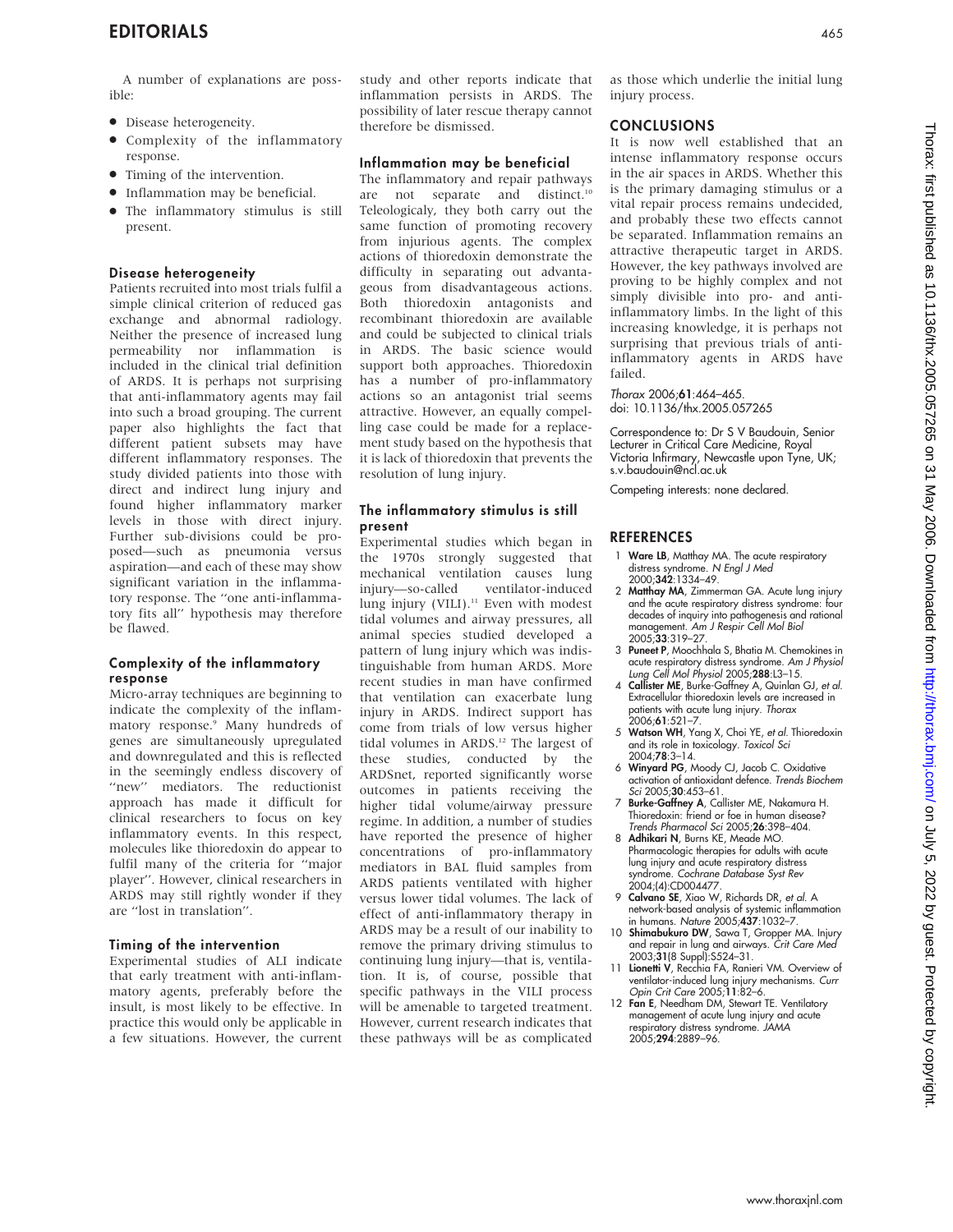A number of explanations are possible:

- Disease heterogeneity.
- Complexity of the inflammatory response.
- Timing of the intervention.
- Inflammation may be beneficial.
- The inflammatory stimulus is still present.

### Disease heterogeneity

Patients recruited into most trials fulfil a simple clinical criterion of reduced gas exchange and abnormal radiology. Neither the presence of increased lung permeability nor inflammation is included in the clinical trial definition of ARDS. It is perhaps not surprising that anti-inflammatory agents may fail into such a broad grouping. The current paper also highlights the fact that different patient subsets may have different inflammatory responses. The study divided patients into those with direct and indirect lung injury and found higher inflammatory marker levels in those with direct injury. Further sub-divisions could be proposed—such as pneumonia versus aspiration—and each of these may show significant variation in the inflammatory response. The ''one anti-inflammatory fits all'' hypothesis may therefore be flawed.

### Complexity of the inflammatory response

Micro-array techniques are beginning to indicate the complexity of the inflammatory response.[9] Many hundreds of genes are simultaneously upregulated and downregulated and this is reflected in the seemingly endless discovery of ''new'' mediators. The reductionist approach has made it difficult for clinical researchers to focus on key inflammatory events. In this respect, molecules like thioredoxin do appear to fulfil many of the criteria for ''major player''. However, clinical researchers in ARDS may still rightly wonder if they are ''lost in translation''.

### Timing of the intervention

Experimental studies of ALI indicate that early treatment with anti-inflammatory agents, preferably before the insult, is most likely to be effective. In practice this would only be applicable in a few situations. However, the current study and other reports indicate that inflammation persists in ARDS. The possibility of later rescue therapy cannot therefore be dismissed.

### Inflammation may be beneficial

The inflammatory and repair pathways are not separate and distinct.[10] Teleologicaly, they both carry out the same function of promoting recovery from injurious agents. The complex actions of thioredoxin demonstrate the difficulty in separating out advantageous from disadvantageous actions. Both thioredoxin antagonists and recombinant thioredoxin are available and could be subjected to clinical trials in ARDS. The basic science would support both approaches. Thioredoxin has a number of pro-inflammatory actions so an antagonist trial seems attractive. However, an equally compelling case could be made for a replacement study based on the hypothesis that it is lack of thioredoxin that prevents the resolution of lung injury.

### The inflammatory stimulus is still present

Experimental studies which began in the 1970s strongly suggested that mechanical ventilation causes lung injury—so-called ventilator-induced lung injury (VILI).[11] Even with modest tidal volumes and airway pressures, all animal species studied developed a pattern of lung injury which was indistinguishable from human ARDS. More recent studies in man have confirmed that ventilation can exacerbate lung injury in ARDS. Indirect support has come from trials of low versus higher tidal volumes in ARDS.[12] The largest of these studies, conducted by the ARDSnet, reported significantly worse outcomes in patients receiving the higher tidal volume/airway pressure regime. In addition, a number of studies have reported the presence of higher concentrations of pro-inflammatory mediators in BAL fluid samples from ARDS patients ventilated with higher versus lower tidal volumes. The lack of effect of anti-inflammatory therapy in ARDS may be a result of our inability to remove the primary driving stimulus to continuing lung injury—that is, ventilation. It is, of course, possible that specific pathways in the VILI process will be amenable to targeted treatment. However, current research indicates that these pathways will be as complicated as those which underlie the initial lung injury process.

## CONCLUSIONS

It is now well established that an intense inflammatory response occurs in the air spaces in ARDS. Whether this is the primary damaging stimulus or a vital repair process remains undecided, and probably these two effects cannot be separated. Inflammation remains an attractive therapeutic target in ARDS. However, the key pathways involved are proving to be highly complex and not simply divisible into pro- and anti-inflammatory limbs. In the light of this increasing knowledge, it is perhaps not surprising that previous trials of anti-inflammatory agents in ARDS have failed.

*Thorax* 2006;**61**:464–465.
doi: 10.1136/thx.2005.057265

Correspondence to: Dr S V Baudouin, Senior Lecturer in Critical Care Medicine, Royal Victoria Infirmary, Newcastle upon Tyne, UK; s.v.baudouin@ncl.ac.uk

Competing interests: none declared.

## REFERENCES

1. **Ware LB**, Matthay MA. The acute respiratory distress syndrome. *N Engl J Med* 2000;**342**:1334–49.
2. **Matthay MA**, Zimmerman GA. Acute lung injury and the acute respiratory distress syndrome: four decades of inquiry into pathogenesis and rational management. *Am J Respir Cell Mol Biol* 2005;**33**:319–27.
3. **Puneet P**, Moochhala S, Bhatia M. Chemokines in acute respiratory distress syndrome. *Am J Physiol Lung Cell Mol Physiol* 2005;**288**:L3–15.
4. **Callister ME**, Burke-Gaffney A, Quinlan GJ, *et al*. Extracellular thioredoxin levels are increased in patients with acute lung injury. *Thorax* 2006;**61**:521–7.
5. **Watson WH**, Yang X, Choi YE, *et al*. Thioredoxin and its role in toxicology. *Toxicol Sci* 2004;**78**:3–14.
6. **Winyard PG**, Moody CJ, Jacob C. Oxidative activation of antioxidant defence. *Trends Biochem Sci* 2005;**30**:453–61.
7. **Burke-Gaffney A**, Callister ME, Nakamura H. Thioredoxin: friend or foe in human disease? *Trends Pharmacol Sci* 2005;**26**:398–404.
8. **Adhikari N**, Burns KE, Meade MO. Pharmacologic therapies for adults with acute lung injury and acute respiratory distress syndrome. *Cochrane Database Syst Rev* 2004;(4):CD004477.
9. **Calvano SE**, Xiao W, Richards DR, *et al*. A network-based analysis of systemic inflammation in humans. *Nature* 2005;**437**:1032–7.
10. **Shimabukuro DW**, Sawa T, Gropper MA. Injury and repair in lung and airways. *Crit Care Med* 2003;**31**(8 Suppl):S524–31.
11. **Lionetti V**, Recchia FA, Ranieri VM. Overview of ventilator-induced lung injury mechanisms. *Curr Opin Crit Care* 2005;**11**:82–6.
12. **Fan E**, Needham DM, Stewart TE. Ventilatory management of acute lung injury and acute respiratory distress syndrome. *JAMA* 2005;**294**:2889–96.